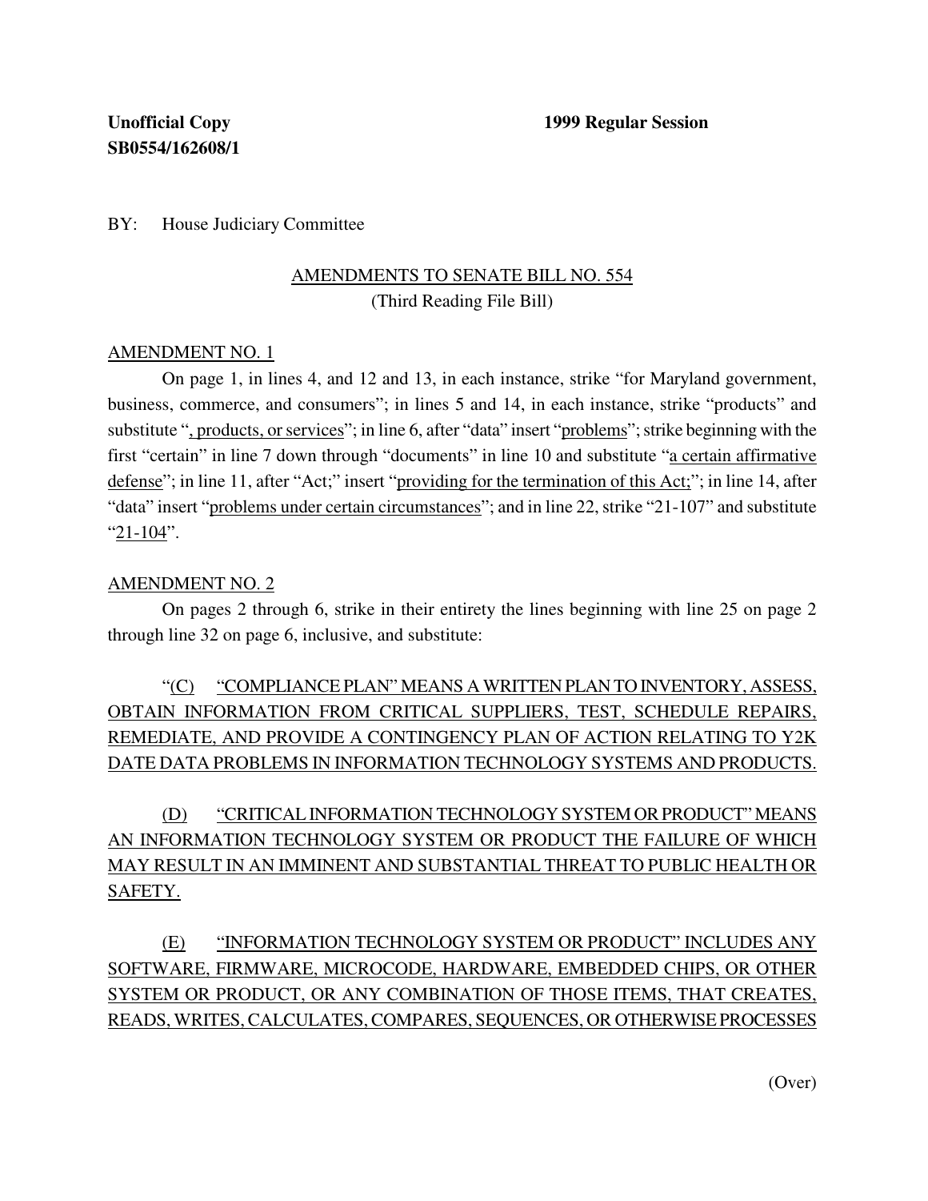**Unofficial Copy** **1999 Regular Session**
**SB0554/162608/1**

BY: House Judiciary Committee

AMENDMENTS TO SENATE BILL NO. 554
(Third Reading File Bill)

AMENDMENT NO. 1

On page 1, in lines 4, and 12 and 13, in each instance, strike "for Maryland government, business, commerce, and consumers"; in lines 5 and 14, in each instance, strike "products" and substitute ", products, or services"; in line 6, after "data" insert "problems"; strike beginning with the first "certain" in line 7 down through "documents" in line 10 and substitute "a certain affirmative defense"; in line 11, after "Act;" insert "providing for the termination of this Act;"; in line 14, after "data" insert "problems under certain circumstances"; and in line 22, strike "21-107" and substitute "21-104".

AMENDMENT NO. 2

On pages 2 through 6, strike in their entirety the lines beginning with line 25 on page 2 through line 32 on page 6, inclusive, and substitute:

"(C) "COMPLIANCE PLAN" MEANS A WRITTEN PLAN TO INVENTORY, ASSESS, OBTAIN INFORMATION FROM CRITICAL SUPPLIERS, TEST, SCHEDULE REPAIRS, REMEDIATE, AND PROVIDE A CONTINGENCY PLAN OF ACTION RELATING TO Y2K DATE DATA PROBLEMS IN INFORMATION TECHNOLOGY SYSTEMS AND PRODUCTS.

(D) "CRITICAL INFORMATION TECHNOLOGY SYSTEM OR PRODUCT" MEANS AN INFORMATION TECHNOLOGY SYSTEM OR PRODUCT THE FAILURE OF WHICH MAY RESULT IN AN IMMINENT AND SUBSTANTIAL THREAT TO PUBLIC HEALTH OR SAFETY.

(E) "INFORMATION TECHNOLOGY SYSTEM OR PRODUCT" INCLUDES ANY SOFTWARE, FIRMWARE, MICROCODE, HARDWARE, EMBEDDED CHIPS, OR OTHER SYSTEM OR PRODUCT, OR ANY COMBINATION OF THOSE ITEMS, THAT CREATES, READS, WRITES, CALCULATES, COMPARES, SEQUENCES, OR OTHERWISE PROCESSES

(Over)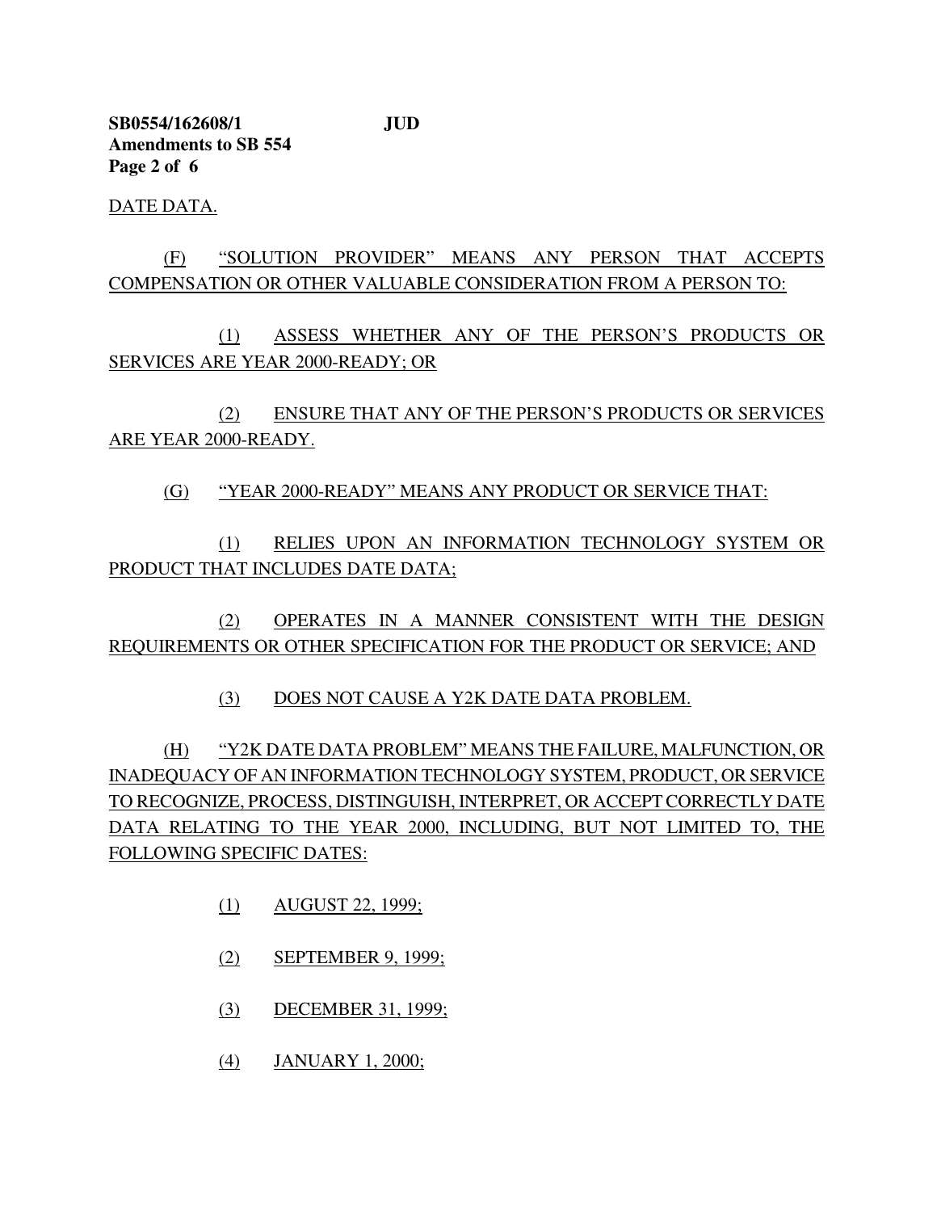DATE DATA.

(F) "SOLUTION PROVIDER" MEANS ANY PERSON THAT ACCEPTS COMPENSATION OR OTHER VALUABLE CONSIDERATION FROM A PERSON TO:

(1) ASSESS WHETHER ANY OF THE PERSON'S PRODUCTS OR SERVICES ARE YEAR 2000-READY; OR

(2) ENSURE THAT ANY OF THE PERSON'S PRODUCTS OR SERVICES ARE YEAR 2000-READY.

(G) "YEAR 2000-READY" MEANS ANY PRODUCT OR SERVICE THAT:

(1) RELIES UPON AN INFORMATION TECHNOLOGY SYSTEM OR PRODUCT THAT INCLUDES DATE DATA;

(2) OPERATES IN A MANNER CONSISTENT WITH THE DESIGN REQUIREMENTS OR OTHER SPECIFICATION FOR THE PRODUCT OR SERVICE; AND

(3) DOES NOT CAUSE A Y2K DATE DATA PROBLEM.

(H) "Y2K DATE DATA PROBLEM" MEANS THE FAILURE, MALFUNCTION, OR INADEQUACY OF AN INFORMATION TECHNOLOGY SYSTEM, PRODUCT, OR SERVICE TO RECOGNIZE, PROCESS, DISTINGUISH, INTERPRET, OR ACCEPT CORRECTLY DATE DATA RELATING TO THE YEAR 2000, INCLUDING, BUT NOT LIMITED TO, THE FOLLOWING SPECIFIC DATES:

(1) AUGUST 22, 1999;

(2) SEPTEMBER 9, 1999;

(3) DECEMBER 31, 1999;

(4) JANUARY 1, 2000;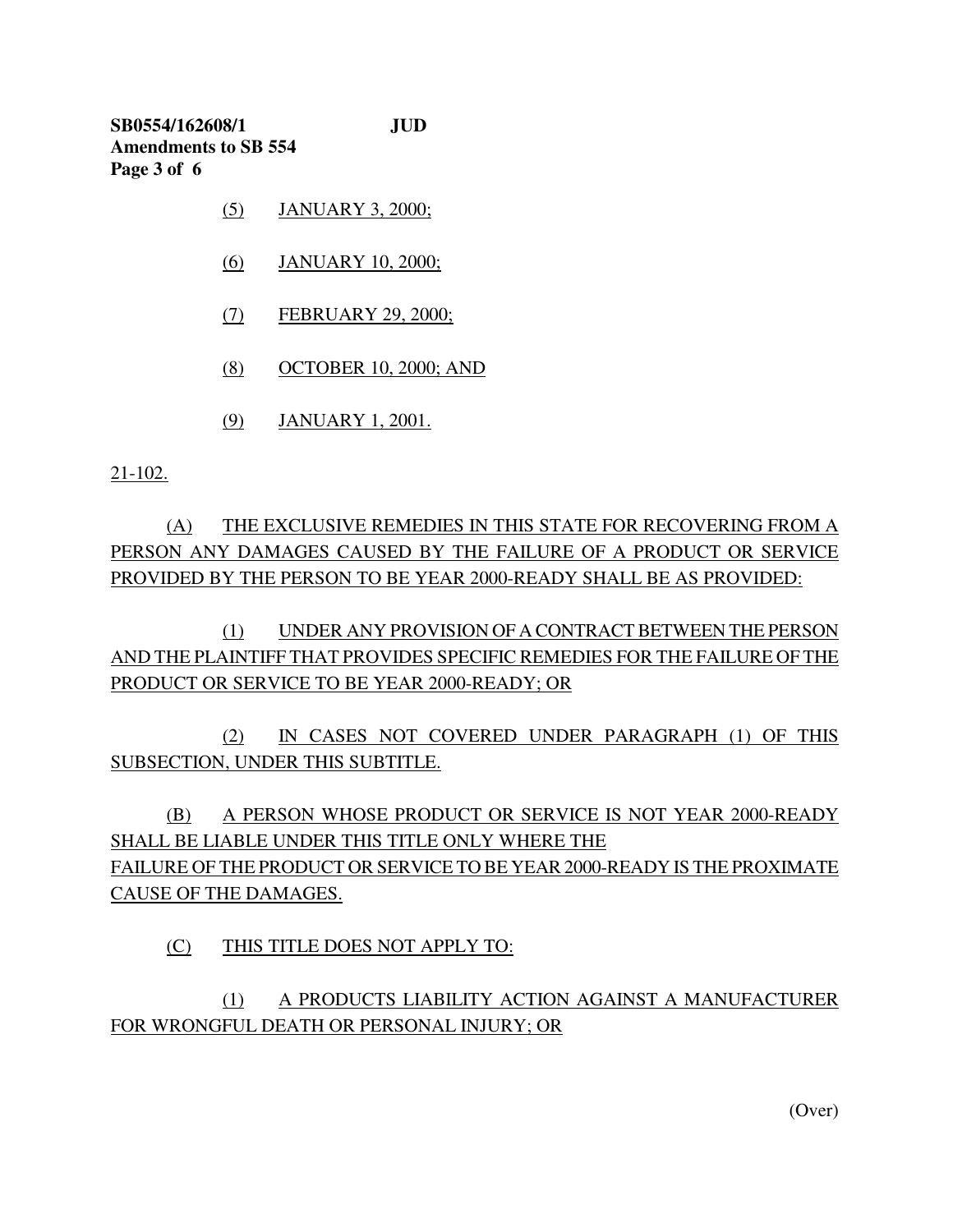(5) JANUARY 3, 2000;

(6) JANUARY 10, 2000;

(7) FEBRUARY 29, 2000;

(8) OCTOBER 10, 2000; AND

(9) JANUARY 1, 2001.

21-102.

(A) THE EXCLUSIVE REMEDIES IN THIS STATE FOR RECOVERING FROM A PERSON ANY DAMAGES CAUSED BY THE FAILURE OF A PRODUCT OR SERVICE PROVIDED BY THE PERSON TO BE YEAR 2000-READY SHALL BE AS PROVIDED:

(1) UNDER ANY PROVISION OF A CONTRACT BETWEEN THE PERSON AND THE PLAINTIFF THAT PROVIDES SPECIFIC REMEDIES FOR THE FAILURE OF THE PRODUCT OR SERVICE TO BE YEAR 2000-READY; OR

(2) IN CASES NOT COVERED UNDER PARAGRAPH (1) OF THIS SUBSECTION, UNDER THIS SUBTITLE.

(B) A PERSON WHOSE PRODUCT OR SERVICE IS NOT YEAR 2000-READY SHALL BE LIABLE UNDER THIS TITLE ONLY WHERE THE FAILURE OF THE PRODUCT OR SERVICE TO BE YEAR 2000-READY IS THE PROXIMATE CAUSE OF THE DAMAGES.

(C) THIS TITLE DOES NOT APPLY TO:

(1) A PRODUCTS LIABILITY ACTION AGAINST A MANUFACTURER FOR WRONGFUL DEATH OR PERSONAL INJURY; OR

(Over)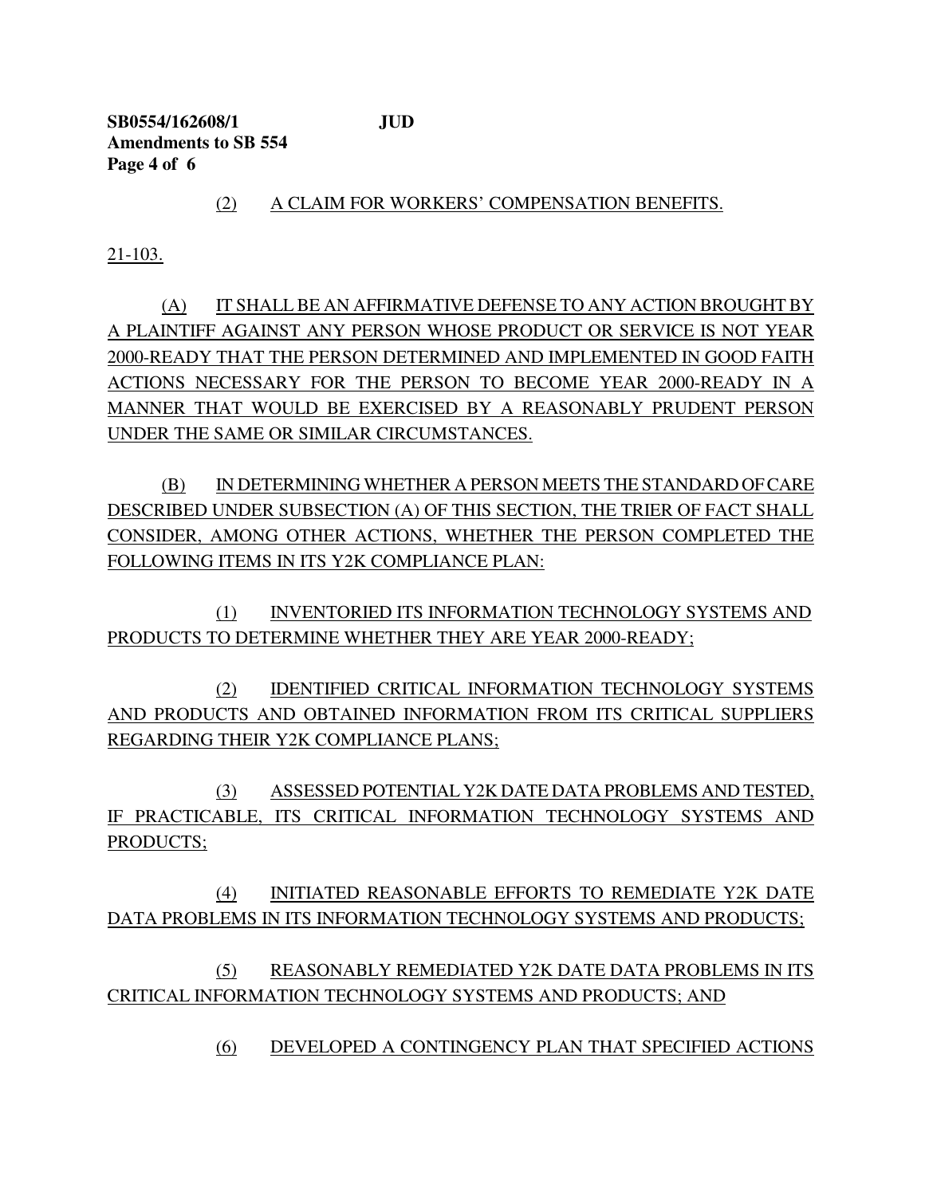(2) A CLAIM FOR WORKERS' COMPENSATION BENEFITS.

21-103.

(A) IT SHALL BE AN AFFIRMATIVE DEFENSE TO ANY ACTION BROUGHT BY A PLAINTIFF AGAINST ANY PERSON WHOSE PRODUCT OR SERVICE IS NOT YEAR 2000-READY THAT THE PERSON DETERMINED AND IMPLEMENTED IN GOOD FAITH ACTIONS NECESSARY FOR THE PERSON TO BECOME YEAR 2000-READY IN A MANNER THAT WOULD BE EXERCISED BY A REASONABLY PRUDENT PERSON UNDER THE SAME OR SIMILAR CIRCUMSTANCES.

(B) IN DETERMINING WHETHER A PERSON MEETS THE STANDARD OF CARE DESCRIBED UNDER SUBSECTION (A) OF THIS SECTION, THE TRIER OF FACT SHALL CONSIDER, AMONG OTHER ACTIONS, WHETHER THE PERSON COMPLETED THE FOLLOWING ITEMS IN ITS Y2K COMPLIANCE PLAN:

(1) INVENTORIED ITS INFORMATION TECHNOLOGY SYSTEMS AND PRODUCTS TO DETERMINE WHETHER THEY ARE YEAR 2000-READY;

(2) IDENTIFIED CRITICAL INFORMATION TECHNOLOGY SYSTEMS AND PRODUCTS AND OBTAINED INFORMATION FROM ITS CRITICAL SUPPLIERS REGARDING THEIR Y2K COMPLIANCE PLANS;

(3) ASSESSED POTENTIAL Y2K DATE DATA PROBLEMS AND TESTED, IF PRACTICABLE, ITS CRITICAL INFORMATION TECHNOLOGY SYSTEMS AND PRODUCTS;

(4) INITIATED REASONABLE EFFORTS TO REMEDIATE Y2K DATE DATA PROBLEMS IN ITS INFORMATION TECHNOLOGY SYSTEMS AND PRODUCTS;

(5) REASONABLY REMEDIATED Y2K DATE DATA PROBLEMS IN ITS CRITICAL INFORMATION TECHNOLOGY SYSTEMS AND PRODUCTS; AND

(6) DEVELOPED A CONTINGENCY PLAN THAT SPECIFIED ACTIONS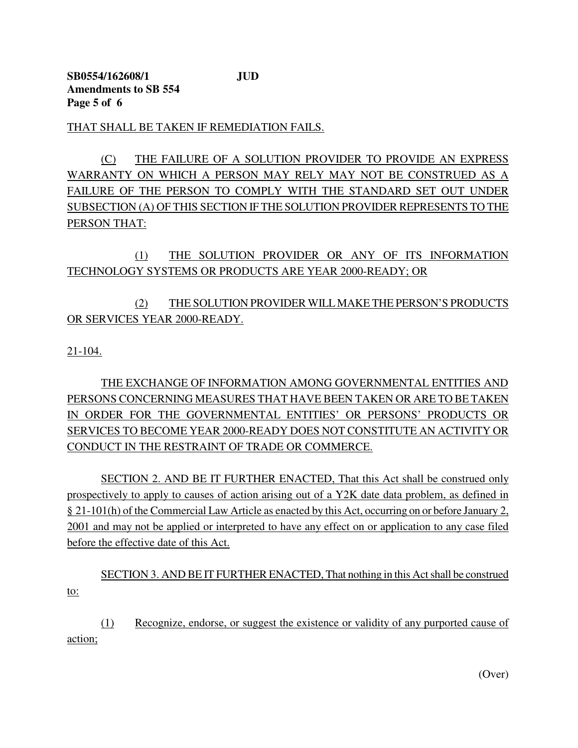THAT SHALL BE TAKEN IF REMEDIATION FAILS.

(C) THE FAILURE OF A SOLUTION PROVIDER TO PROVIDE AN EXPRESS WARRANTY ON WHICH A PERSON MAY RELY MAY NOT BE CONSTRUED AS A FAILURE OF THE PERSON TO COMPLY WITH THE STANDARD SET OUT UNDER SUBSECTION (A) OF THIS SECTION IF THE SOLUTION PROVIDER REPRESENTS TO THE PERSON THAT:

(1) THE SOLUTION PROVIDER OR ANY OF ITS INFORMATION TECHNOLOGY SYSTEMS OR PRODUCTS ARE YEAR 2000-READY; OR

(2) THE SOLUTION PROVIDER WILL MAKE THE PERSON'S PRODUCTS OR SERVICES YEAR 2000-READY.

21-104.

THE EXCHANGE OF INFORMATION AMONG GOVERNMENTAL ENTITIES AND PERSONS CONCERNING MEASURES THAT HAVE BEEN TAKEN OR ARE TO BE TAKEN IN ORDER FOR THE GOVERNMENTAL ENTITIES' OR PERSONS' PRODUCTS OR SERVICES TO BECOME YEAR 2000-READY DOES NOT CONSTITUTE AN ACTIVITY OR CONDUCT IN THE RESTRAINT OF TRADE OR COMMERCE.

SECTION 2. AND BE IT FURTHER ENACTED, That this Act shall be construed only prospectively to apply to causes of action arising out of a Y2K date data problem, as defined in § 21-101(h) of the Commercial Law Article as enacted by this Act, occurring on or before January 2, 2001 and may not be applied or interpreted to have any effect on or application to any case filed before the effective date of this Act.

SECTION 3. AND BE IT FURTHER ENACTED, That nothing in this Act shall be construed to:

(1) Recognize, endorse, or suggest the existence or validity of any purported cause of action;

(Over)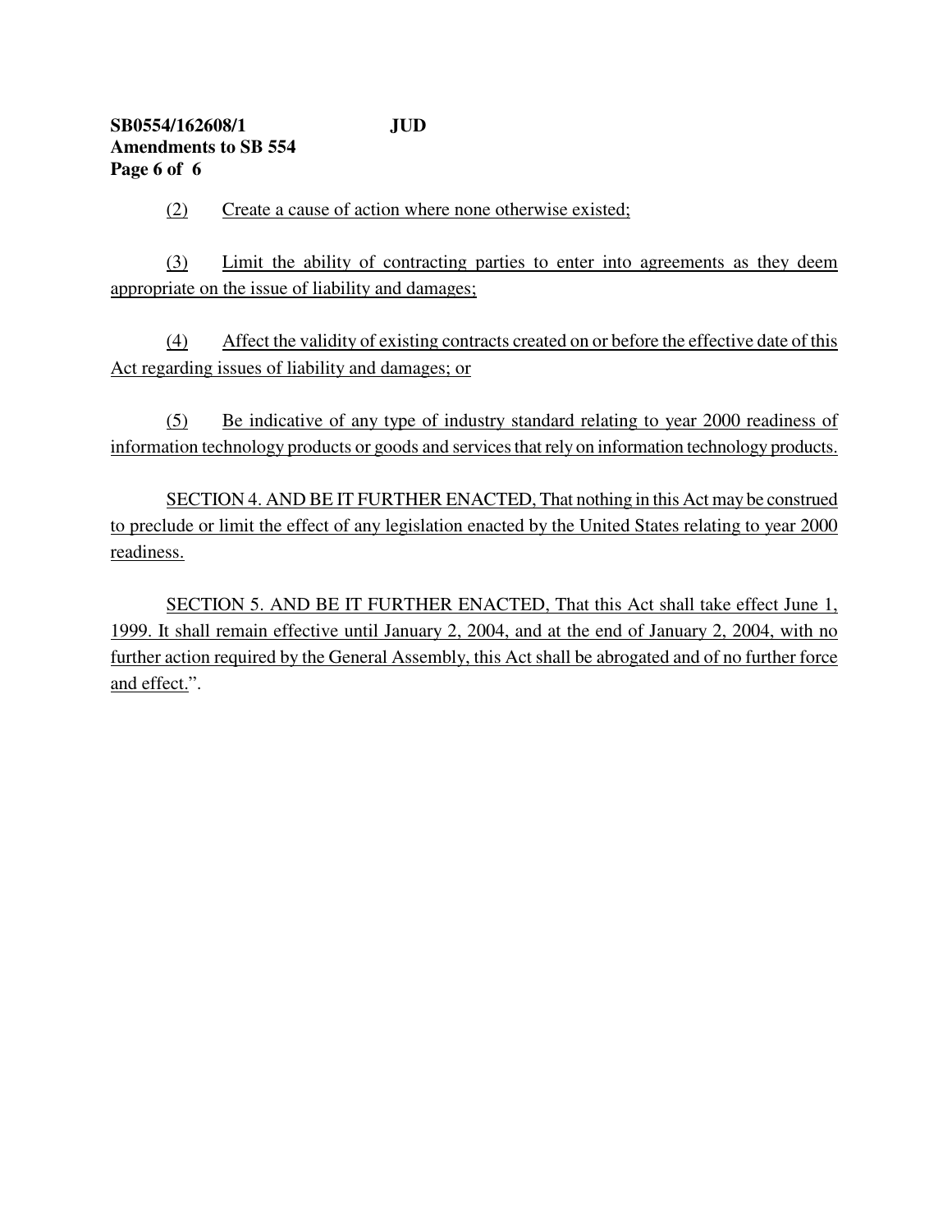(2) Create a cause of action where none otherwise existed;

(3) Limit the ability of contracting parties to enter into agreements as they deem appropriate on the issue of liability and damages;

(4) Affect the validity of existing contracts created on or before the effective date of this Act regarding issues of liability and damages; or

(5) Be indicative of any type of industry standard relating to year 2000 readiness of information technology products or goods and services that rely on information technology products.

SECTION 4. AND BE IT FURTHER ENACTED, That nothing in this Act may be construed to preclude or limit the effect of any legislation enacted by the United States relating to year 2000 readiness.

SECTION 5. AND BE IT FURTHER ENACTED, That this Act shall take effect June 1, 1999. It shall remain effective until January 2, 2004, and at the end of January 2, 2004, with no further action required by the General Assembly, this Act shall be abrogated and of no further force and effect.".